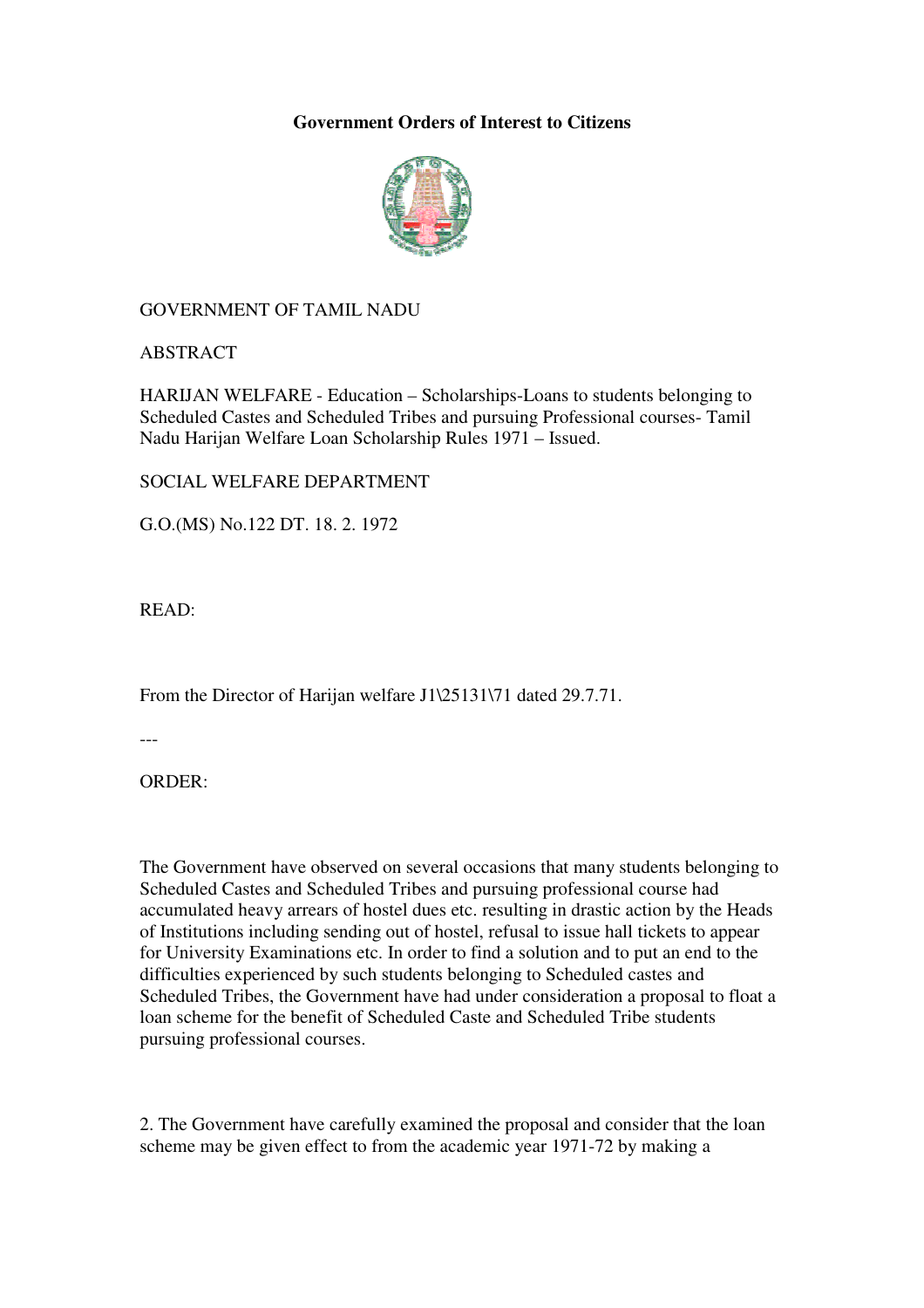**Government Orders of Interest to Citizens**

GOVERNMENT OF TAMIL NADU

ABSTRACT

HARIJAN WELFARE - Education – Scholarships-Loans to students belonging to Scheduled Castes and Scheduled Tribes and pursuing Professional courses- Tamil Nadu Harijan Welfare Loan Scholarship Rules 1971 – Issued.

SOCIAL WELFARE DEPARTMENT

G.O.(MS) No.122 DT. 18. 2. 1972

READ:

From the Director of Harijan welfare J1\25131\71 dated 29.7.71.

---

ORDER:

The Government have observed on several occasions that many students belonging to Scheduled Castes and Scheduled Tribes and pursuing professional course had accumulated heavy arrears of hostel dues etc. resulting in drastic action by the Heads of Institutions including sending out of hostel, refusal to issue hall tickets to appear for University Examinations etc. In order to find a solution and to put an end to the difficulties experienced by such students belonging to Scheduled castes and Scheduled Tribes, the Government have had under consideration a proposal to float a loan scheme for the benefit of Scheduled Caste and Scheduled Tribe students pursuing professional courses.

2. The Government have carefully examined the proposal and consider that the loan scheme may be given effect to from the academic year 1971-72 by making a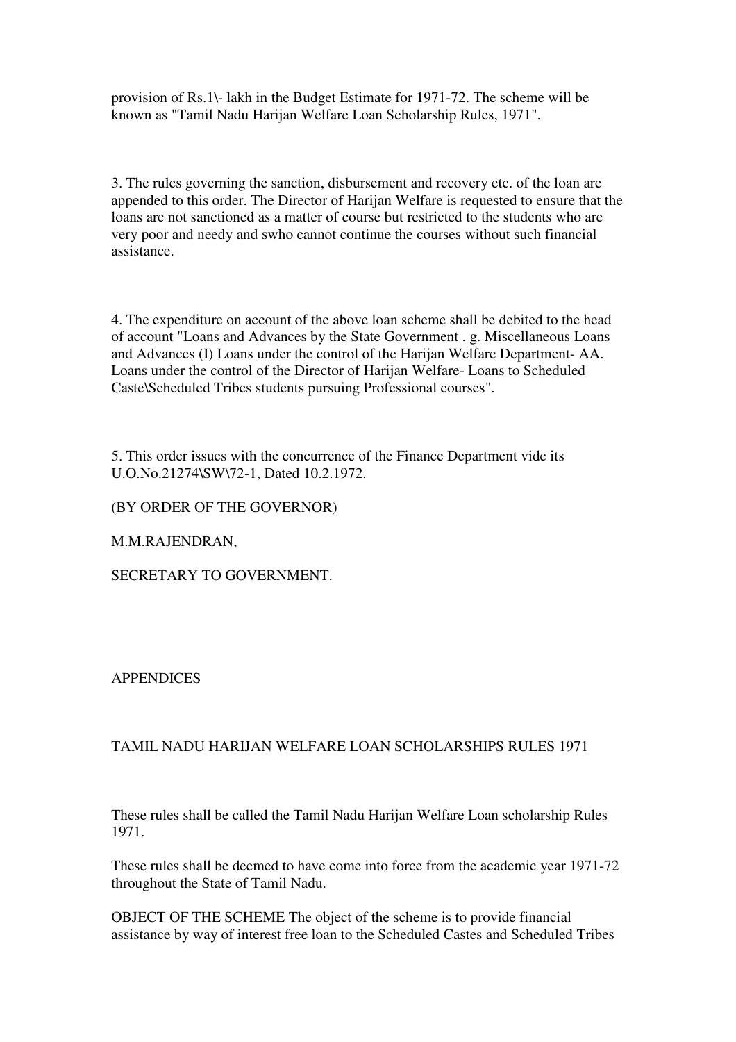provision of Rs.1\- lakh in the Budget Estimate for 1971-72. The scheme will be known as "Tamil Nadu Harijan Welfare Loan Scholarship Rules, 1971".

3. The rules governing the sanction, disbursement and recovery etc. of the loan are appended to this order. The Director of Harijan Welfare is requested to ensure that the loans are not sanctioned as a matter of course but restricted to the students who are very poor and needy and swho cannot continue the courses without such financial assistance.

4. The expenditure on account of the above loan scheme shall be debited to the head of account "Loans and Advances by the State Government . g. Miscellaneous Loans and Advances (I) Loans under the control of the Harijan Welfare Department- AA. Loans under the control of the Director of Harijan Welfare- Loans to Scheduled Caste\Scheduled Tribes students pursuing Professional courses".

5. This order issues with the concurrence of the Finance Department vide its U.O.No.21274\SW\72-1, Dated 10.2.1972.

(BY ORDER OF THE GOVERNOR)

M.M.RAJENDRAN,

SECRETARY TO GOVERNMENT.

APPENDICES

TAMIL NADU HARIJAN WELFARE LOAN SCHOLARSHIPS RULES 1971

These rules shall be called the Tamil Nadu Harijan Welfare Loan scholarship Rules 1971.

These rules shall be deemed to have come into force from the academic year 1971-72 throughout the State of Tamil Nadu.

OBJECT OF THE SCHEME The object of the scheme is to provide financial assistance by way of interest free loan to the Scheduled Castes and Scheduled Tribes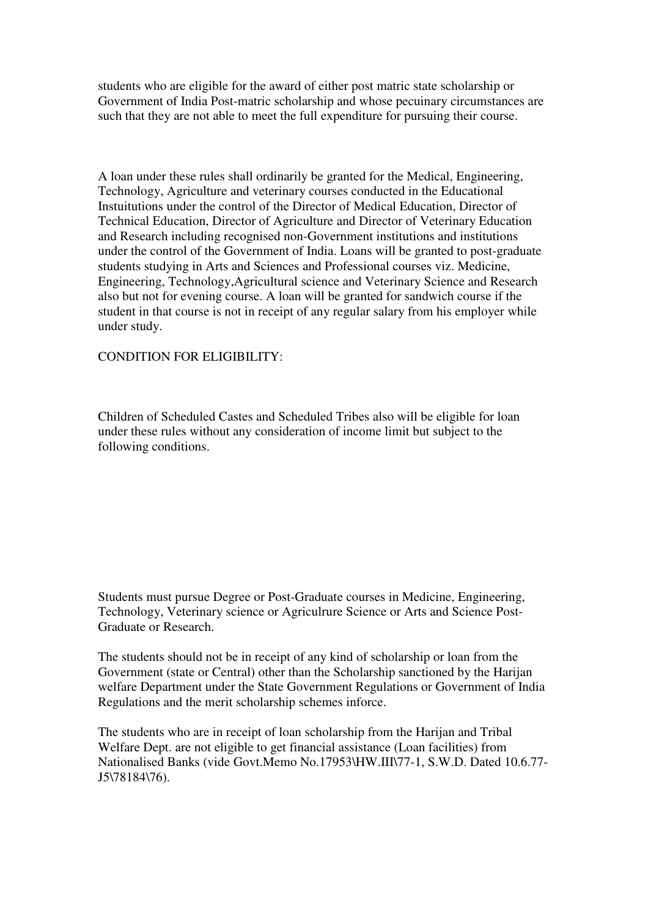students who are eligible for the award of either post matric state scholarship or Government of India Post-matric scholarship and whose pecuinary circumstances are such that they are not able to meet the full expenditure for pursuing their course.

A loan under these rules shall ordinarily be granted for the Medical, Engineering, Technology, Agriculture and veterinary courses conducted in the Educational Instuitutions under the control of the Director of Medical Education, Director of Technical Education, Director of Agriculture and Director of Veterinary Education and Research including recognised non-Government institutions and institutions under the control of the Government of India. Loans will be granted to post-graduate students studying in Arts and Sciences and Professional courses viz. Medicine, Engineering, Technology,Agricultural science and Veterinary Science and Research also but not for evening course. A loan will be granted for sandwich course if the student in that course is not in receipt of any regular salary from his employer while under study.

CONDITION FOR ELIGIBILITY:

Children of Scheduled Castes and Scheduled Tribes also will be eligible for loan under these rules without any consideration of income limit but subject to the following conditions.

Students must pursue Degree or Post-Graduate courses in Medicine, Engineering, Technology, Veterinary science or Agriculrure Science or Arts and Science Post-Graduate or Research.

The students should not be in receipt of any kind of scholarship or loan from the Government (state or Central) other than the Scholarship sanctioned by the Harijan welfare Department under the State Government Regulations or Government of India Regulations and the merit scholarship schemes inforce.

The students who are in receipt of loan scholarship from the Harijan and Tribal Welfare Dept. are not eligible to get financial assistance (Loan facilities) from Nationalised Banks (vide Govt.Memo No.17953\HW.III\77-1, S.W.D. Dated 10.6.77-J5\78184\76).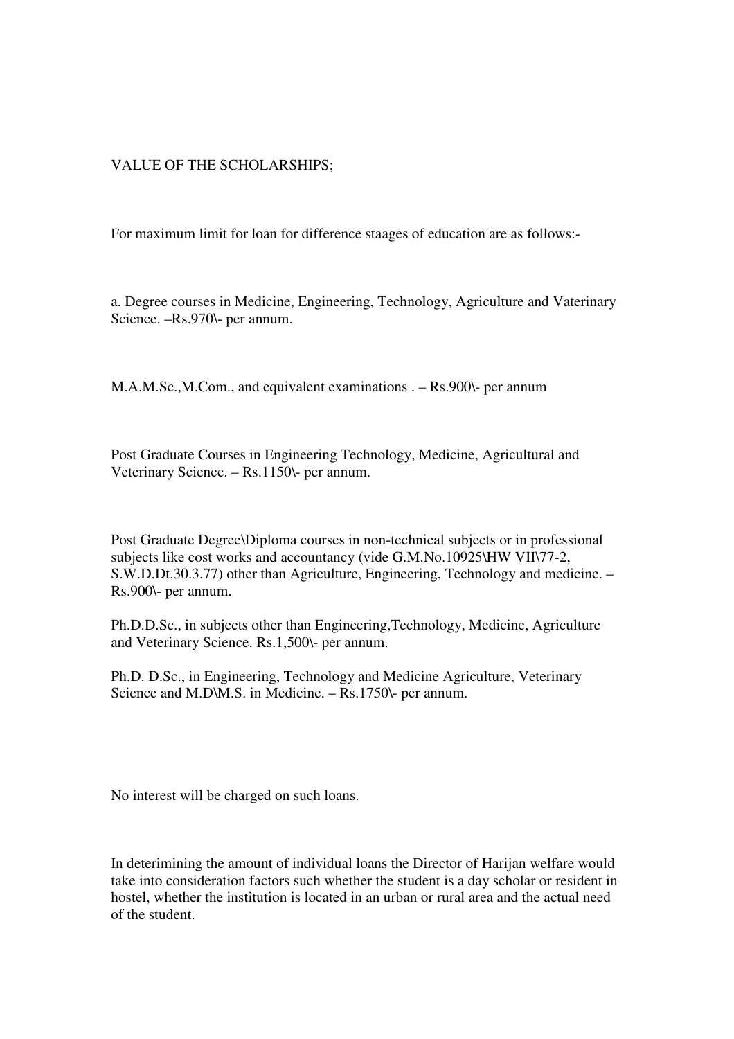VALUE OF THE SCHOLARSHIPS;

For maximum limit for loan for difference staages of education are as follows:-

a. Degree courses in Medicine, Engineering, Technology, Agriculture and Vaterinary Science. –Rs.970\- per annum.

M.A.M.Sc.,M.Com., and equivalent examinations . – Rs.900\- per annum

Post Graduate Courses in Engineering Technology, Medicine, Agricultural and Veterinary Science. – Rs.1150\- per annum.

Post Graduate Degree\Diploma courses in non-technical subjects or in professional subjects like cost works and accountancy (vide G.M.No.10925\HW VII\77-2, S.W.D.Dt.30.3.77) other than Agriculture, Engineering, Technology and medicine. – Rs.900\- per annum.

Ph.D.D.Sc., in subjects other than Engineering,Technology, Medicine, Agriculture and Veterinary Science. Rs.1,500\- per annum.

Ph.D. D.Sc., in Engineering, Technology and Medicine Agriculture, Veterinary Science and M.D\M.S. in Medicine. – Rs.1750\- per annum.

No interest will be charged on such loans.

In deterimining the amount of individual loans the Director of Harijan welfare would take into consideration factors such whether the student is a day scholar or resident in hostel, whether the institution is located in an urban or rural area and the actual need of the student.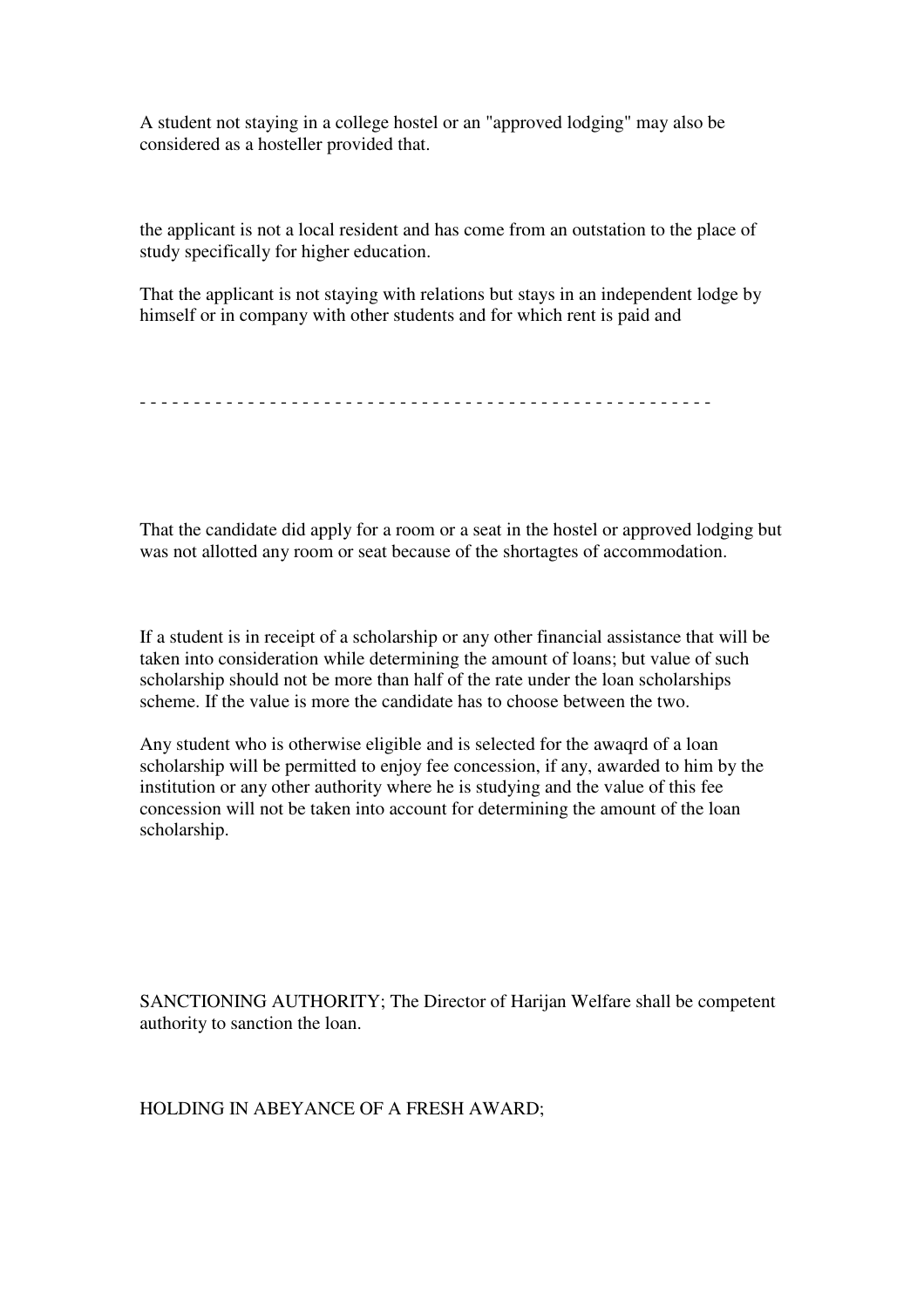A student not staying in a college hostel or an "approved lodging" may also be considered as a hosteller provided that.

the applicant is not a local resident and has come from an outstation to the place of study specifically for higher education.

That the applicant is not staying with relations but stays in an independent lodge by himself or in company with other students and for which rent is paid and

- - - - - - - - - - - - - - - - - - - - - - - - - - - - - - - - - - - - - - - - - - - - - - - - - - - - -

That the candidate did apply for a room or a seat in the hostel or approved lodging but was not allotted any room or seat because of the shortagtes of accommodation.

If a student is in receipt of a scholarship or any other financial assistance that will be taken into consideration while determining the amount of loans; but value of such scholarship should not be more than half of the rate under the loan scholarships scheme. If the value is more the candidate has to choose between the two.

Any student who is otherwise eligible and is selected for the awaqrd of a loan scholarship will be permitted to enjoy fee concession, if any, awarded to him by the institution or any other authority where he is studying and the value of this fee concession will not be taken into account for determining the amount of the loan scholarship.

SANCTIONING AUTHORITY; The Director of Harijan Welfare shall be competent authority to sanction the loan.

HOLDING IN ABEYANCE OF A FRESH AWARD;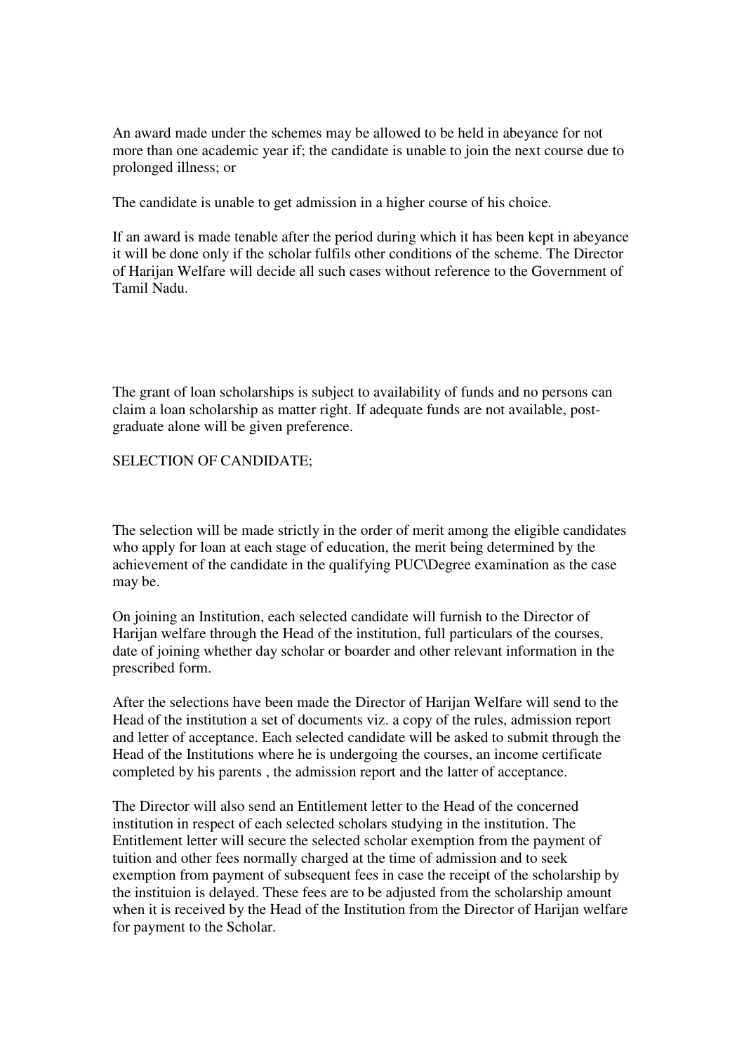An award made under the schemes may be allowed to be held in abeyance for not more than one academic year if; the candidate is unable to join the next course due to prolonged illness; or

The candidate is unable to get admission in a higher course of his choice.

If an award is made tenable after the period during which it has been kept in abeyance it will be done only if the scholar fulfils other conditions of the scheme. The Director of Harijan Welfare will decide all such cases without reference to the Government of Tamil Nadu.

The grant of loan scholarships is subject to availability of funds and no persons can claim a loan scholarship as matter right. If adequate funds are not available, post-graduate alone will be given preference.

SELECTION OF CANDIDATE;

The selection will be made strictly in the order of merit among the eligible candidates who apply for loan at each stage of education, the merit being determined by the achievement of the candidate in the qualifying PUC\Degree examination as the case may be.

On joining an Institution, each selected candidate will furnish to the Director of Harijan welfare through the Head of the institution, full particulars of the courses, date of joining whether day scholar or boarder and other relevant information in the prescribed form.

After the selections have been made the Director of Harijan Welfare will send to the Head of the institution a set of documents viz. a copy of the rules, admission report and letter of acceptance. Each selected candidate will be asked to submit through the Head of the Institutions where he is undergoing the courses, an income certificate completed by his parents , the admission report and the latter of acceptance.

The Director will also send an Entitlement letter to the Head of the concerned institution in respect of each selected scholars studying in the institution. The Entitlement letter will secure the selected scholar exemption from the payment of tuition and other fees normally charged at the time of admission and to seek exemption from payment of subsequent fees in case the receipt of the scholarship by the instituion is delayed. These fees are to be adjusted from the scholarship amount when it is received by the Head of the Institution from the Director of Harijan welfare for payment to the Scholar.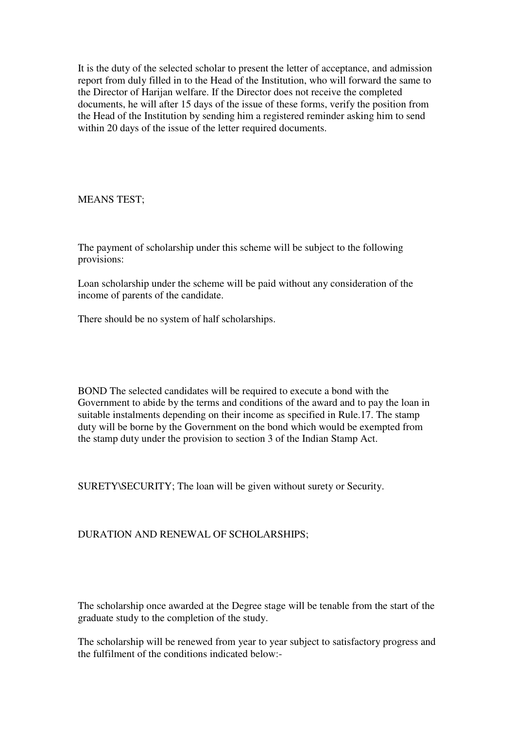It is the duty of the selected scholar to present the letter of acceptance, and admission report from duly filled in to the Head of the Institution, who will forward the same to the Director of Harijan welfare. If the Director does not receive the completed documents, he will after 15 days of the issue of these forms, verify the position from the Head of the Institution by sending him a registered reminder asking him to send within 20 days of the issue of the letter required documents.

MEANS TEST;

The payment of scholarship under this scheme will be subject to the following provisions:

Loan scholarship under the scheme will be paid without any consideration of the income of parents of the candidate.

There should be no system of half scholarships.

BOND The selected candidates will be required to execute a bond with the Government to abide by the terms and conditions of the award and to pay the loan in suitable instalments depending on their income as specified in Rule.17. The stamp duty will be borne by the Government on the bond which would be exempted from the stamp duty under the provision to section 3 of the Indian Stamp Act.

SURETY\SECURITY; The loan will be given without surety or Security.

DURATION AND RENEWAL OF SCHOLARSHIPS;

The scholarship once awarded at the Degree stage will be tenable from the start of the graduate study to the completion of the study.

The scholarship will be renewed from year to year subject to satisfactory progress and the fulfilment of the conditions indicated below:-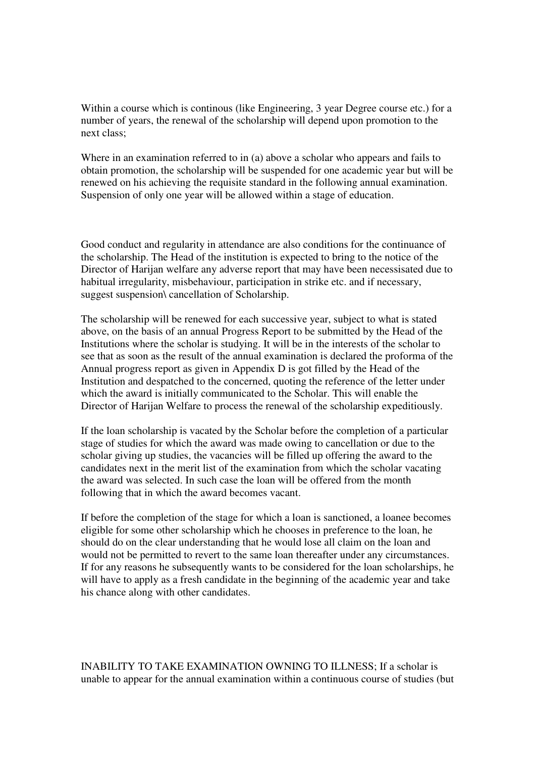Within a course which is continous (like Engineering, 3 year Degree course etc.) for a number of years, the renewal of the scholarship will depend upon promotion to the next class;

Where in an examination referred to in (a) above a scholar who appears and fails to obtain promotion, the scholarship will be suspended for one academic year but will be renewed on his achieving the requisite standard in the following annual examination. Suspension of only one year will be allowed within a stage of education.

Good conduct and regularity in attendance are also conditions for the continuance of the scholarship. The Head of the institution is expected to bring to the notice of the Director of Harijan welfare any adverse report that may have been necessisated due to habitual irregularity, misbehaviour, participation in strike etc. and if necessary, suggest suspension\ cancellation of Scholarship.

The scholarship will be renewed for each successive year, subject to what is stated above, on the basis of an annual Progress Report to be submitted by the Head of the Institutions where the scholar is studying. It will be in the interests of the scholar to see that as soon as the result of the annual examination is declared the proforma of the Annual progress report as given in Appendix D is got filled by the Head of the Institution and despatched to the concerned, quoting the reference of the letter under which the award is initially communicated to the Scholar. This will enable the Director of Harijan Welfare to process the renewal of the scholarship expeditiously.

If the loan scholarship is vacated by the Scholar before the completion of a particular stage of studies for which the award was made owing to cancellation or due to the scholar giving up studies, the vacancies will be filled up offering the award to the candidates next in the merit list of the examination from which the scholar vacating the award was selected. In such case the loan will be offered from the month following that in which the award becomes vacant.

If before the completion of the stage for which a loan is sanctioned, a loanee becomes eligible for some other scholarship which he chooses in preference to the loan, he should do on the clear understanding that he would lose all claim on the loan and would not be permitted to revert to the same loan thereafter under any circumstances. If for any reasons he subsequently wants to be considered for the loan scholarships, he will have to apply as a fresh candidate in the beginning of the academic year and take his chance along with other candidates.

INABILITY TO TAKE EXAMINATION OWNING TO ILLNESS; If a scholar is unable to appear for the annual examination within a continuous course of studies (but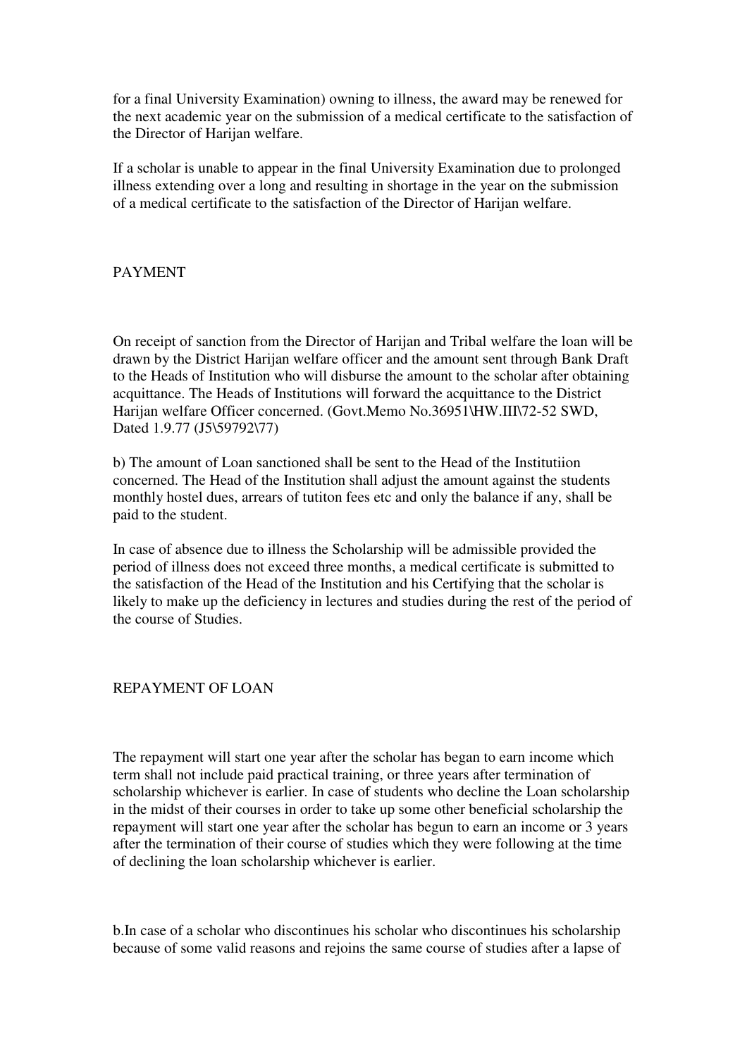for a final University Examination) owning to illness, the award may be renewed for the next academic year on the submission of a medical certificate to the satisfaction of the Director of Harijan welfare.

If a scholar is unable to appear in the final University Examination due to prolonged illness extending over a long and resulting in shortage in the year on the submission of a medical certificate to the satisfaction of the Director of Harijan welfare.

## PAYMENT

On receipt of sanction from the Director of Harijan and Tribal welfare the loan will be drawn by the District Harijan welfare officer and the amount sent through Bank Draft to the Heads of Institution who will disburse the amount to the scholar after obtaining acquittance. The Heads of Institutions will forward the acquittance to the District Harijan welfare Officer concerned. (Govt.Memo No.36951\HW.III\72-52 SWD, Dated 1.9.77 (J5\59792\77)

b) The amount of Loan sanctioned shall be sent to the Head of the Institutiion concerned. The Head of the Institution shall adjust the amount against the students monthly hostel dues, arrears of tutiton fees etc and only the balance if any, shall be paid to the student.

In case of absence due to illness the Scholarship will be admissible provided the period of illness does not exceed three months, a medical certificate is submitted to the satisfaction of the Head of the Institution and his Certifying that the scholar is likely to make up the deficiency in lectures and studies during the rest of the period of the course of Studies.

## REPAYMENT OF LOAN

The repayment will start one year after the scholar has began to earn income which term shall not include paid practical training, or three years after termination of scholarship whichever is earlier. In case of students who decline the Loan scholarship in the midst of their courses in order to take up some other beneficial scholarship the repayment will start one year after the scholar has begun to earn an income or 3 years after the termination of their course of studies which they were following at the time of declining the loan scholarship whichever is earlier.

b.In case of a scholar who discontinues his scholar who discontinues his scholarship because of some valid reasons and rejoins the same course of studies after a lapse of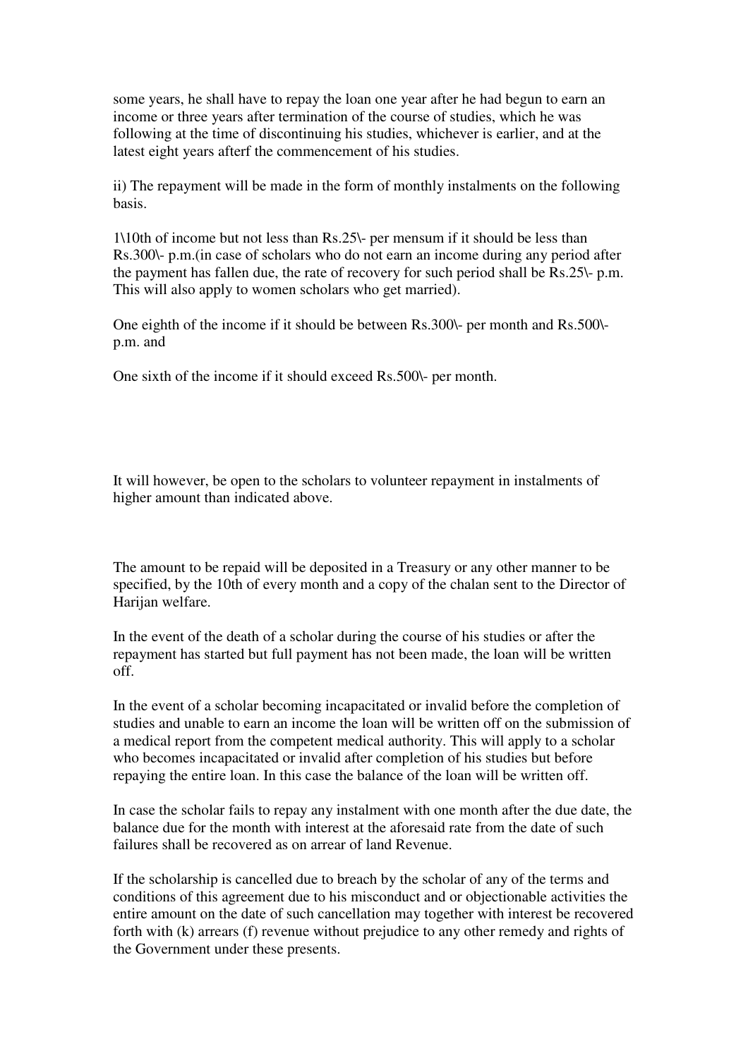some years, he shall have to repay the loan one year after he had begun to earn an income or three years after termination of the course of studies, which he was following at the time of discontinuing his studies, whichever is earlier, and at the latest eight years afterf the commencement of his studies.

ii) The repayment will be made in the form of monthly instalments on the following basis.

1\10th of income but not less than Rs.25\- per mensum if it should be less than Rs.300\- p.m.(in case of scholars who do not earn an income during any period after the payment has fallen due, the rate of recovery for such period shall be Rs.25\- p.m. This will also apply to women scholars who get married).

One eighth of the income if it should be between Rs.300\- per month and Rs.500\- p.m. and

One sixth of the income if it should exceed Rs.500\- per month.

It will however, be open to the scholars to volunteer repayment in instalments of higher amount than indicated above.

The amount to be repaid will be deposited in a Treasury or any other manner to be specified, by the 10th of every month and a copy of the chalan sent to the Director of Harijan welfare.

In the event of the death of a scholar during the course of his studies or after the repayment has started but full payment has not been made, the loan will be written off.

In the event of a scholar becoming incapacitated or invalid before the completion of studies and unable to earn an income the loan will be written off on the submission of a medical report from the competent medical authority. This will apply to a scholar who becomes incapacitated or invalid after completion of his studies but before repaying the entire loan. In this case the balance of the loan will be written off.

In case the scholar fails to repay any instalment with one month after the due date, the balance due for the month with interest at the aforesaid rate from the date of such failures shall be recovered as on arrear of land Revenue.

If the scholarship is cancelled due to breach by the scholar of any of the terms and conditions of this agreement due to his misconduct and or objectionable activities the entire amount on the date of such cancellation may together with interest be recovered forth with (k) arrears (f) revenue without prejudice to any other remedy and rights of the Government under these presents.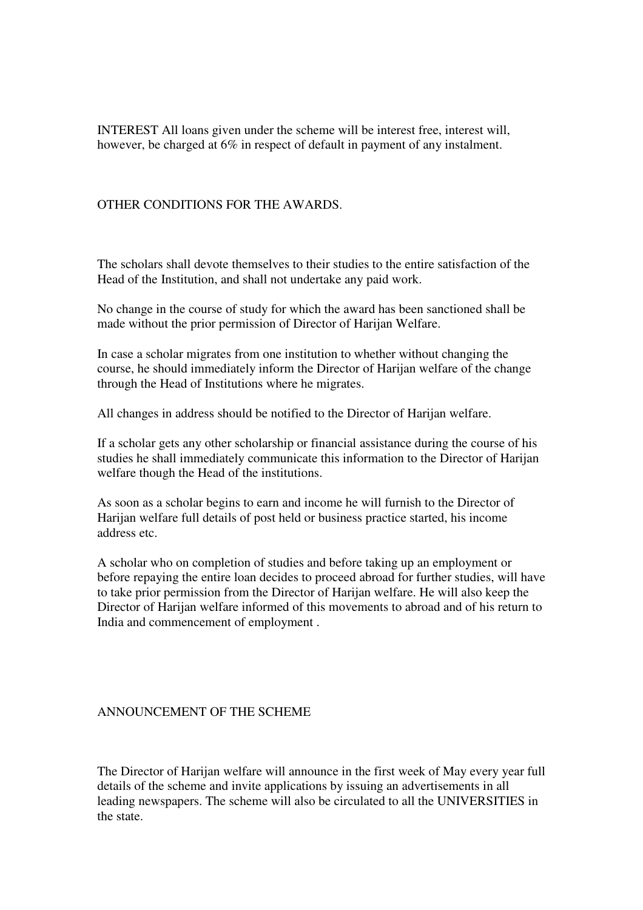INTEREST All loans given under the scheme will be interest free, interest will, however, be charged at 6% in respect of default in payment of any instalment.

## OTHER CONDITIONS FOR THE AWARDS.

The scholars shall devote themselves to their studies to the entire satisfaction of the Head of the Institution, and shall not undertake any paid work.

No change in the course of study for which the award has been sanctioned shall be made without the prior permission of Director of Harijan Welfare.

In case a scholar migrates from one institution to whether without changing the course, he should immediately inform the Director of Harijan welfare of the change through the Head of Institutions where he migrates.

All changes in address should be notified to the Director of Harijan welfare.

If a scholar gets any other scholarship or financial assistance during the course of his studies he shall immediately communicate this information to the Director of Harijan welfare though the Head of the institutions.

As soon as a scholar begins to earn and income he will furnish to the Director of Harijan welfare full details of post held or business practice started, his income address etc.

A scholar who on completion of studies and before taking up an employment or before repaying the entire loan decides to proceed abroad for further studies, will have to take prior permission from the Director of Harijan welfare. He will also keep the Director of Harijan welfare informed of this movements to abroad and of his return to India and commencement of employment .

## ANNOUNCEMENT OF THE SCHEME

The Director of Harijan welfare will announce in the first week of May every year full details of the scheme and invite applications by issuing an advertisements in all leading newspapers. The scheme will also be circulated to all the UNIVERSITIES in the state.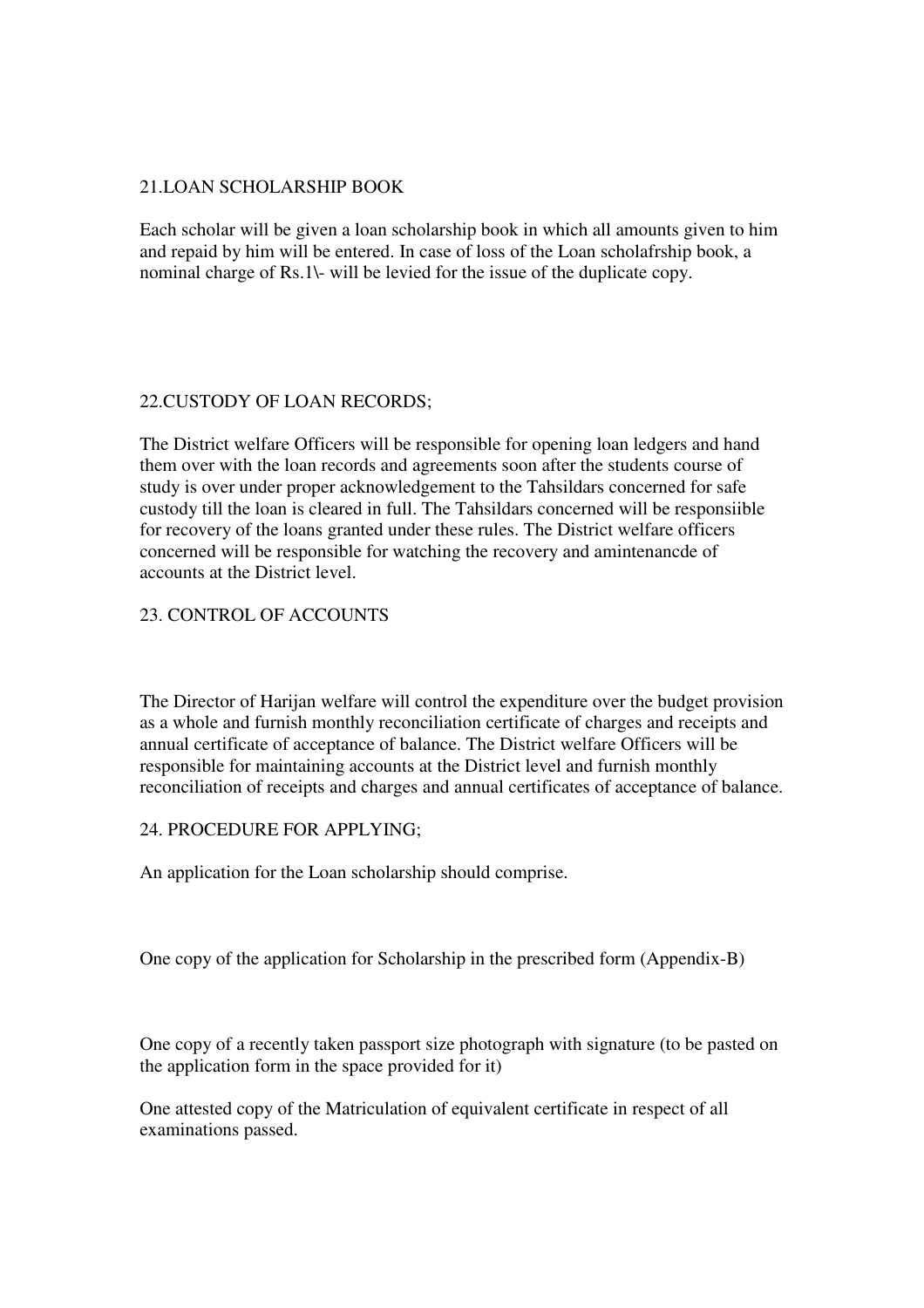## 21.LOAN SCHOLARSHIP BOOK

Each scholar will be given a loan scholarship book in which all amounts given to him and repaid by him will be entered. In case of loss of the Loan scholafrship book, a nominal charge of Rs.1\- will be levied for the issue of the duplicate copy.

## 22.CUSTODY OF LOAN RECORDS;

The District welfare Officers will be responsible for opening loan ledgers and hand them over with the loan records and agreements soon after the students course of study is over under proper acknowledgement to the Tahsildars concerned for safe custody till the loan is cleared in full. The Tahsildars concerned will be responsiible for recovery of the loans granted under these rules. The District welfare officers concerned will be responsible for watching the recovery and amintenancde of accounts at the District level.

## 23. CONTROL OF ACCOUNTS

The Director of Harijan welfare will control the expenditure over the budget provision as a whole and furnish monthly reconciliation certificate of charges and receipts and annual certificate of acceptance of balance. The District welfare Officers will be responsible for maintaining accounts at the District level and furnish monthly reconciliation of receipts and charges and annual certificates of acceptance of balance.

## 24. PROCEDURE FOR APPLYING;

An application for the Loan scholarship should comprise.

One copy of the application for Scholarship in the prescribed form (Appendix-B)

One copy of a recently taken passport size photograph with signature (to be pasted on the application form in the space provided for it)

One attested copy of the Matriculation of equivalent certificate in respect of all examinations passed.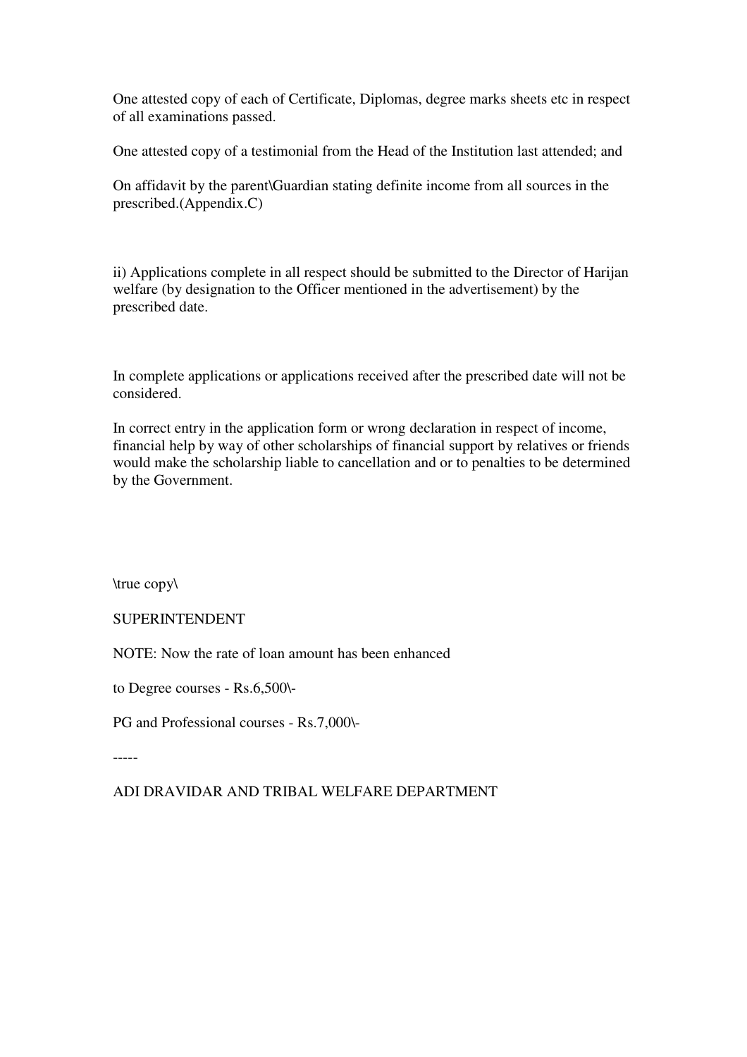One attested copy of each of Certificate, Diplomas, degree marks sheets etc in respect of all examinations passed.

One attested copy of a testimonial from the Head of the Institution last attended; and

On affidavit by the parent\Guardian stating definite income from all sources in the prescribed.(Appendix.C)

ii) Applications complete in all respect should be submitted to the Director of Harijan welfare (by designation to the Officer mentioned in the advertisement) by the prescribed date.

In complete applications or applications received after the prescribed date will not be considered.

In correct entry in the application form or wrong declaration in respect of income, financial help by way of other scholarships of financial support by relatives or friends would make the scholarship liable to cancellation and or to penalties to be determined by the Government.

\true copy\

SUPERINTENDENT

NOTE: Now the rate of loan amount has been enhanced

to Degree courses - Rs.6,500\-

PG and Professional courses - Rs.7,000\-

-----

ADI DRAVIDAR AND TRIBAL WELFARE DEPARTMENT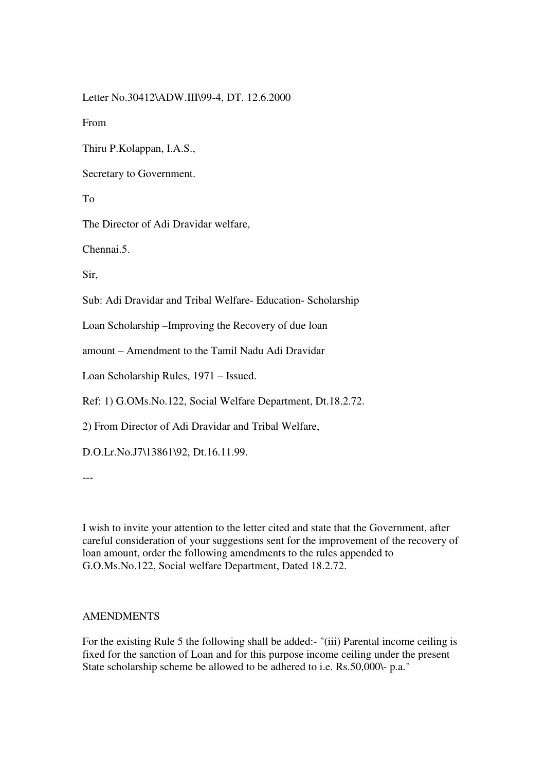Letter No.30412\ADW.III\99-4, DT. 12.6.2000

From

Thiru P.Kolappan, I.A.S.,

Secretary to Government.

To

The Director of Adi Dravidar welfare,

Chennai.5.

Sir,

Sub: Adi Dravidar and Tribal Welfare- Education- Scholarship

Loan Scholarship –Improving the Recovery of due loan

amount – Amendment to the Tamil Nadu Adi Dravidar

Loan Scholarship Rules, 1971 – Issued.

Ref: 1) G.OMs.No.122, Social Welfare Department, Dt.18.2.72.

2) From Director of Adi Dravidar and Tribal Welfare,

D.O.Lr.No.J7\13861\92, Dt.16.11.99.

---

I wish to invite your attention to the letter cited and state that the Government, after careful consideration of your suggestions sent for the improvement of the recovery of loan amount, order the following amendments to the rules appended to G.O.Ms.No.122, Social welfare Department, Dated 18.2.72.

AMENDMENTS

For the existing Rule 5 the following shall be added:- "(iii) Parental income ceiling is fixed for the sanction of Loan and for this purpose income ceiling under the present State scholarship scheme be allowed to be adhered to i.e. Rs.50,000\- p.a."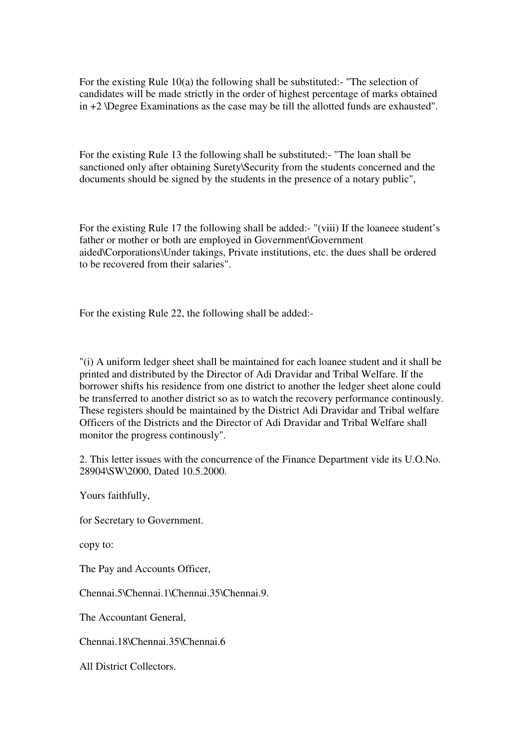For the existing Rule 10(a) the following shall be substituted:- "The selection of candidates will be made strictly in the order of highest percentage of marks obtained in +2 \Degree Examinations as the case may be till the allotted funds are exhausted".

For the existing Rule 13 the following shall be substituted:- "The loan shall be sanctioned only after obtaining Surety\Security from the students concerned and the documents should be signed by the students in the presence of a notary public",

For the existing Rule 17 the following shall be added:- "(viii) If the loaneee student's father or mother or both are employed in Government\Government aided\Corporations\Under takings, Private institutions, etc. the dues shall be ordered to be recovered from their salaries".

For the existing Rule 22, the following shall be added:-

"(i) A uniform ledger sheet shall be maintained for each loanee student and it shall be printed and distributed by the Director of Adi Dravidar and Tribal Welfare. If the borrower shifts his residence from one district to another the ledger sheet alone could be transferred to another district so as to watch the recovery performance continously. These registers should be maintained by the District Adi Dravidar and Tribal welfare Officers of the Districts and the Director of Adi Dravidar and Tribal Welfare shall monitor the progress continously".

2. This letter issues with the concurrence of the Finance Department vide its U.O.No. 28904\SW\2000, Dated 10.5.2000.

Yours faithfully,

for Secretary to Government.

copy to:

The Pay and Accounts Officer,

Chennai.5\Chennai.1\Chennai.35\Chennai.9.

The Accountant General,

Chennai.18\Chennai.35\Chennai.6

All District Collectors.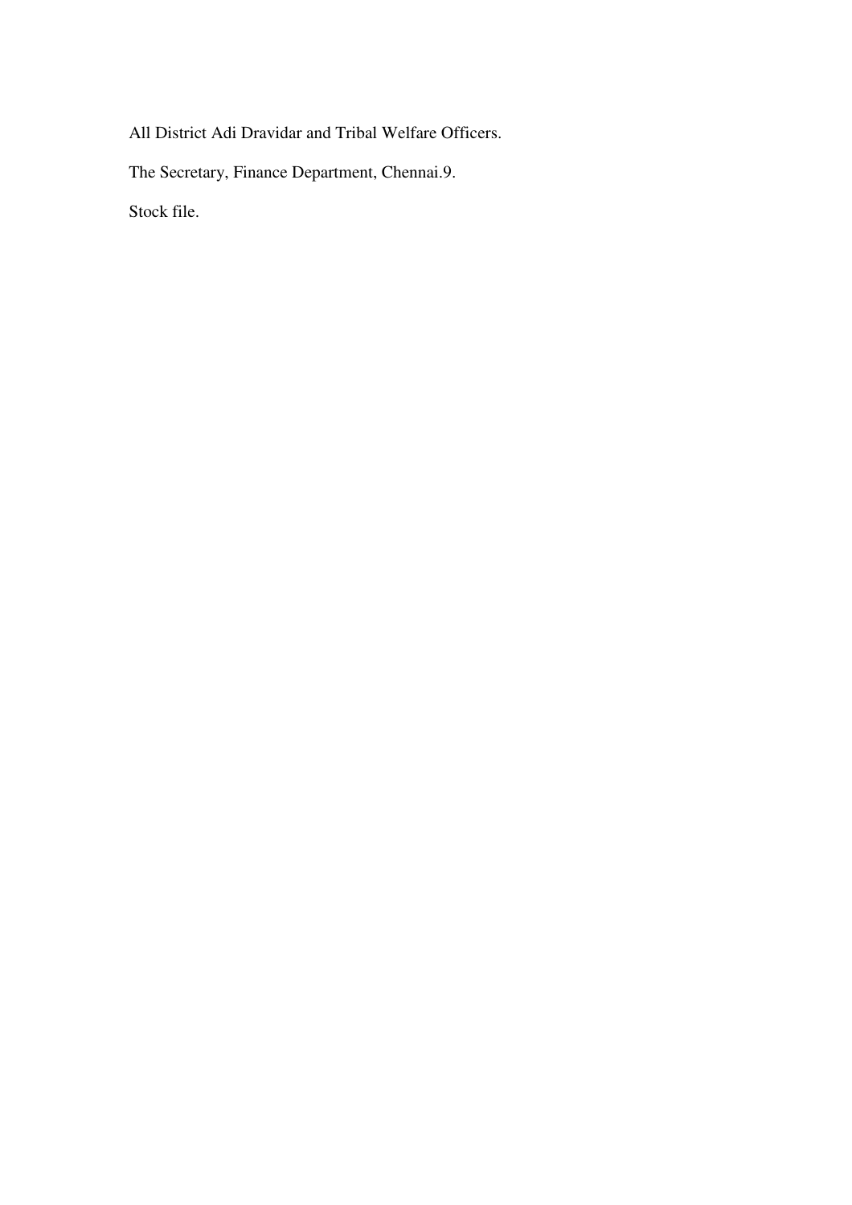All District Adi Dravidar and Tribal Welfare Officers.

The Secretary, Finance Department, Chennai.9.

Stock file.